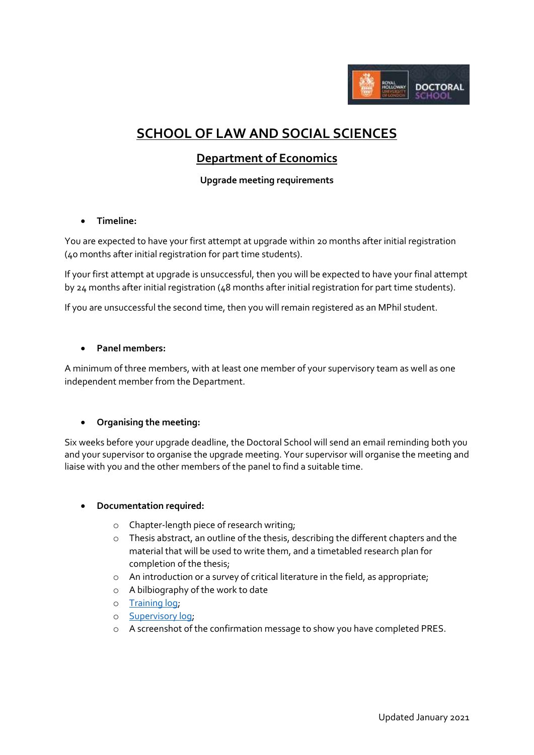# SCHOOL OF LAW AND SOCIAL SCIENCES

## Department of Economics

**Upgrade meeting requirements**

- **Timeline:**

You are expected to have your first attempt at upgrade within 20 months after initial registration (40 months after initial registration for part time students).

If your first attempt at upgrade is unsuccessful, then you will be expected to have your final attempt by 24 months after initial registration (48 months after initial registration for part time students).

If you are unsuccessful the second time, then you will remain registered as an MPhil student.

- **Panel members:**

A minimum of three members, with at least one member of your supervisory team as well as one independent member from the Department.

- **Organising the meeting:**

Six weeks before your upgrade deadline, the Doctoral School will send an email reminding both you and your supervisor to organise the upgrade meeting. Your supervisor will organise the meeting and liaise with you and the other members of the panel to find a suitable time.

- **Documentation required:**
  - Chapter-length piece of research writing;
  - Thesis abstract, an outline of the thesis, describing the different chapters and the material that will be used to write them, and a timetabled research plan for completion of the thesis;
  - An introduction or a survey of critical literature in the field, as appropriate;
  - A bilbiography of the work to date
  - Training log;
  - Supervisory log;
  - A screenshot of the confirmation message to show you have completed PRES.

Updated January 2021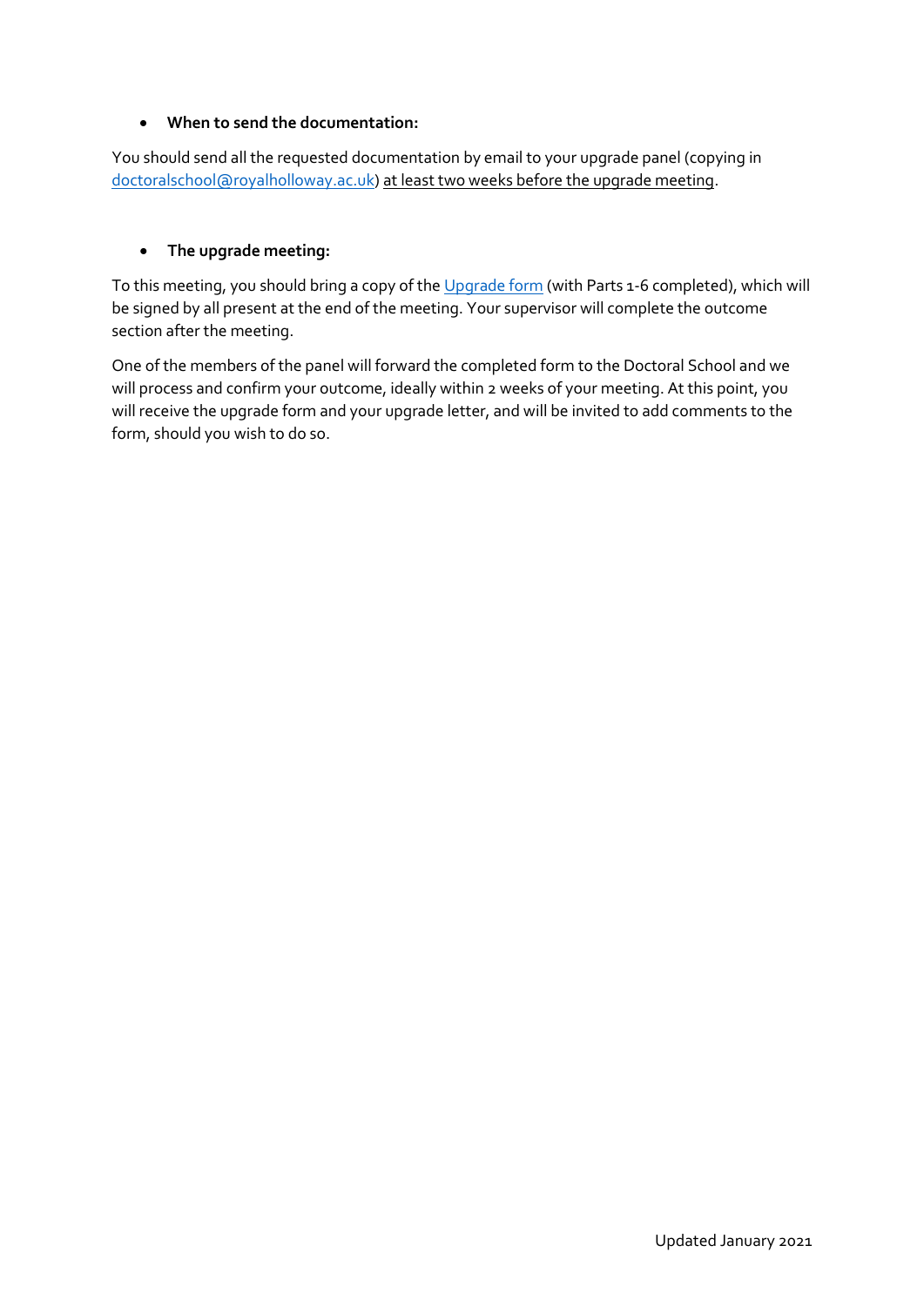- **When to send the documentation:**

You should send all the requested documentation by email to your upgrade panel (copying in doctoralschool@royalholloway.ac.uk) at least two weeks before the upgrade meeting.

- **The upgrade meeting:**

To this meeting, you should bring a copy of the Upgrade form (with Parts 1-6 completed), which will be signed by all present at the end of the meeting. Your supervisor will complete the outcome section after the meeting.

One of the members of the panel will forward the completed form to the Doctoral School and we will process and confirm your outcome, ideally within 2 weeks of your meeting. At this point, you will receive the upgrade form and your upgrade letter, and will be invited to add comments to the form, should you wish to do so.

Updated January 2021